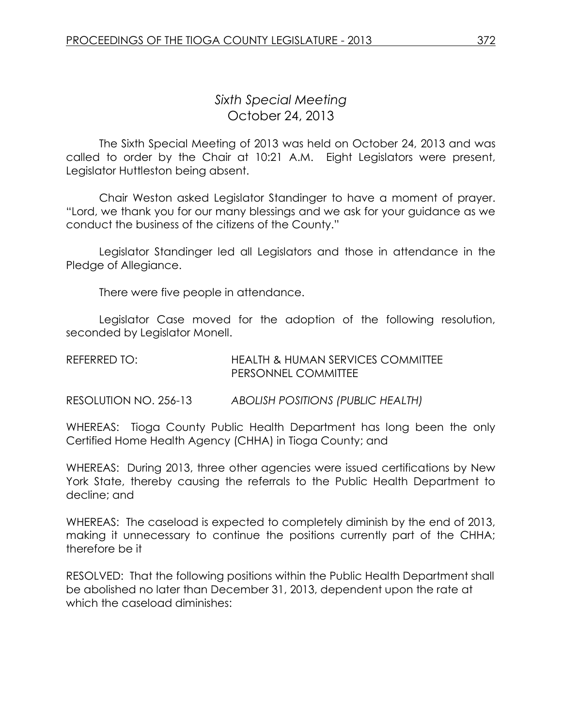# *Sixth Special Meeting*
## October 24, 2013

The Sixth Special Meeting of 2013 was held on October 24, 2013 and was called to order by the Chair at 10:21 A.M. Eight Legislators were present, Legislator Huttleston being absent.

Chair Weston asked Legislator Standinger to have a moment of prayer. "Lord, we thank you for our many blessings and we ask for your guidance as we conduct the business of the citizens of the County."

Legislator Standinger led all Legislators and those in attendance in the Pledge of Allegiance.

There were five people in attendance.

Legislator Case moved for the adoption of the following resolution, seconded by Legislator Monell.

REFERRED TO: HEALTH & HUMAN SERVICES COMMITTEE
PERSONNEL COMMITTEE

RESOLUTION NO. 256-13 *ABOLISH POSITIONS (PUBLIC HEALTH)*

WHEREAS: Tioga County Public Health Department has long been the only Certified Home Health Agency (CHHA) in Tioga County; and

WHEREAS: During 2013, three other agencies were issued certifications by New York State, thereby causing the referrals to the Public Health Department to decline; and

WHEREAS: The caseload is expected to completely diminish by the end of 2013, making it unnecessary to continue the positions currently part of the CHHA; therefore be it

RESOLVED: That the following positions within the Public Health Department shall be abolished no later than December 31, 2013, dependent upon the rate at which the caseload diminishes: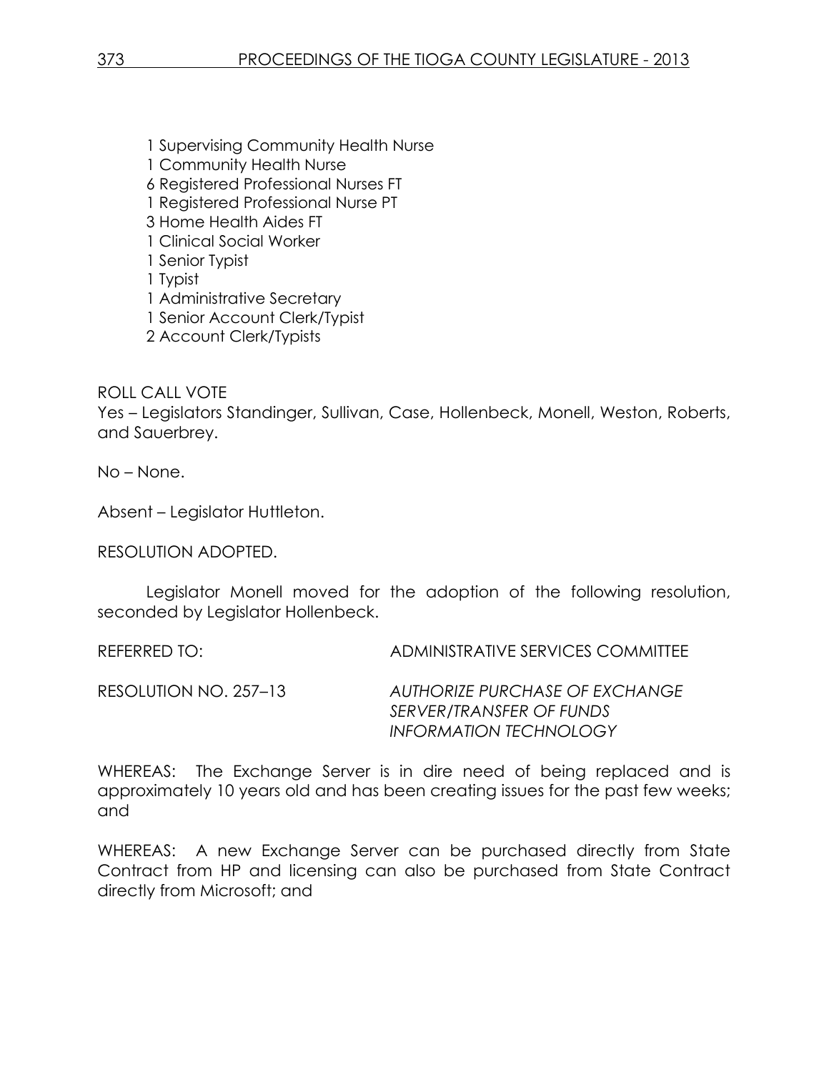1 Supervising Community Health Nurse
1 Community Health Nurse
6 Registered Professional Nurses FT
1 Registered Professional Nurse PT
3 Home Health Aides FT
1 Clinical Social Worker
1 Senior Typist
1 Typist
1 Administrative Secretary
1 Senior Account Clerk/Typist
2 Account Clerk/Typists

ROLL CALL VOTE
Yes – Legislators Standinger, Sullivan, Case, Hollenbeck, Monell, Weston, Roberts, and Sauerbrey.

No – None.

Absent – Legislator Huttleton.

RESOLUTION ADOPTED.

Legislator Monell moved for the adoption of the following resolution, seconded by Legislator Hollenbeck.

REFERRED TO: ADMINISTRATIVE SERVICES COMMITTEE

RESOLUTION NO. 257–13 *AUTHORIZE PURCHASE OF EXCHANGE SERVER/TRANSFER OF FUNDS INFORMATION TECHNOLOGY*

WHEREAS: The Exchange Server is in dire need of being replaced and is approximately 10 years old and has been creating issues for the past few weeks; and

WHEREAS: A new Exchange Server can be purchased directly from State Contract from HP and licensing can also be purchased from State Contract directly from Microsoft; and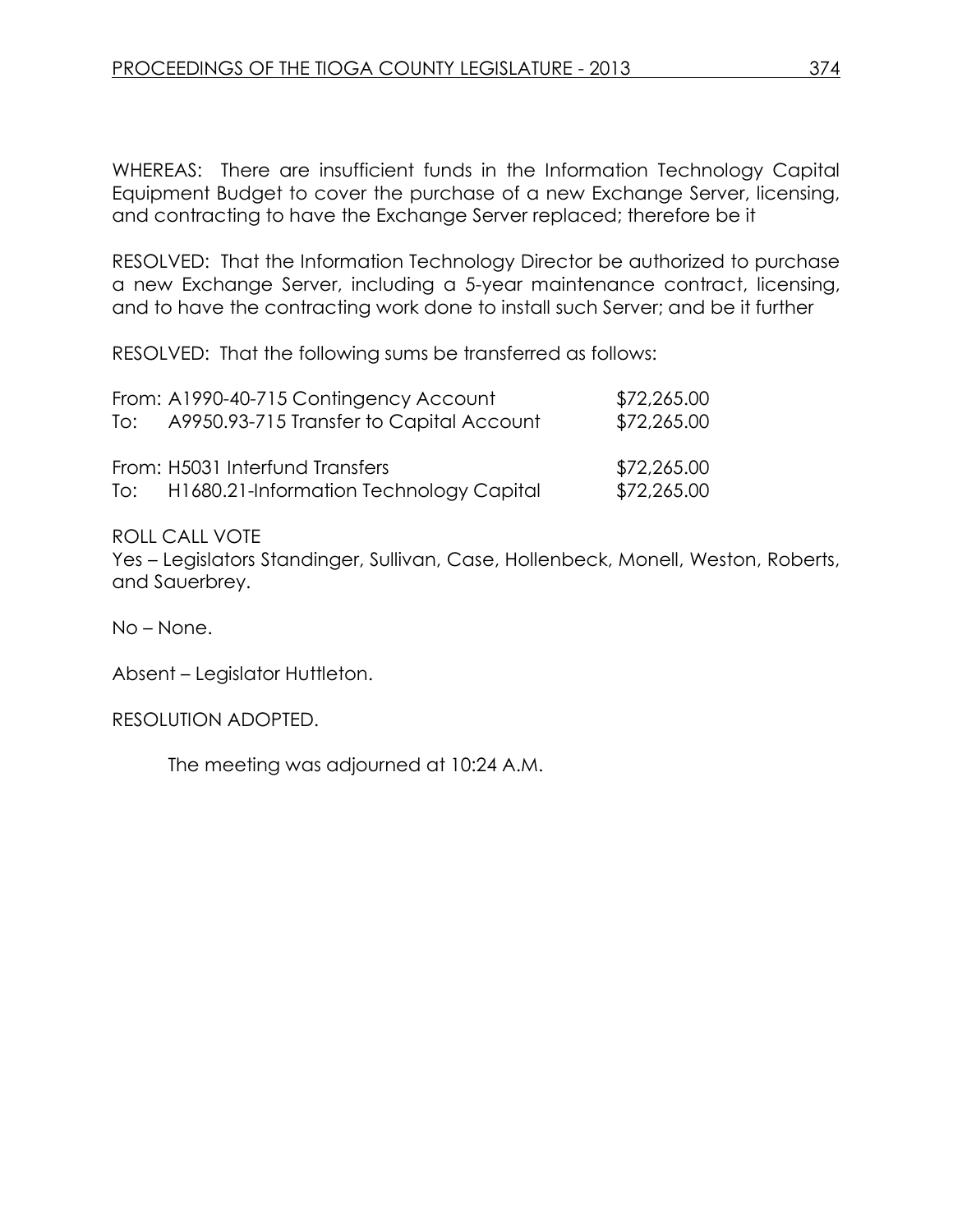WHEREAS: There are insufficient funds in the Information Technology Capital Equipment Budget to cover the purchase of a new Exchange Server, licensing, and contracting to have the Exchange Server replaced; therefore be it

RESOLVED: That the Information Technology Director be authorized to purchase a new Exchange Server, including a 5-year maintenance contract, licensing, and to have the contracting work done to install such Server; and be it further

RESOLVED: That the following sums be transferred as follows:

| | | |
|---|---|---|
| From: | A1990-40-715 Contingency Account | $72,265.00 |
| To: | A9950.93-715 Transfer to Capital Account | $72,265.00 |
| | | |
| From: | H5031 Interfund Transfers | $72,265.00 |
| To: | H1680.21-Information Technology Capital | $72,265.00 |

ROLL CALL VOTE
Yes – Legislators Standinger, Sullivan, Case, Hollenbeck, Monell, Weston, Roberts, and Sauerbrey.

No – None.

Absent – Legislator Huttleton.

RESOLUTION ADOPTED.

The meeting was adjourned at 10:24 A.M.